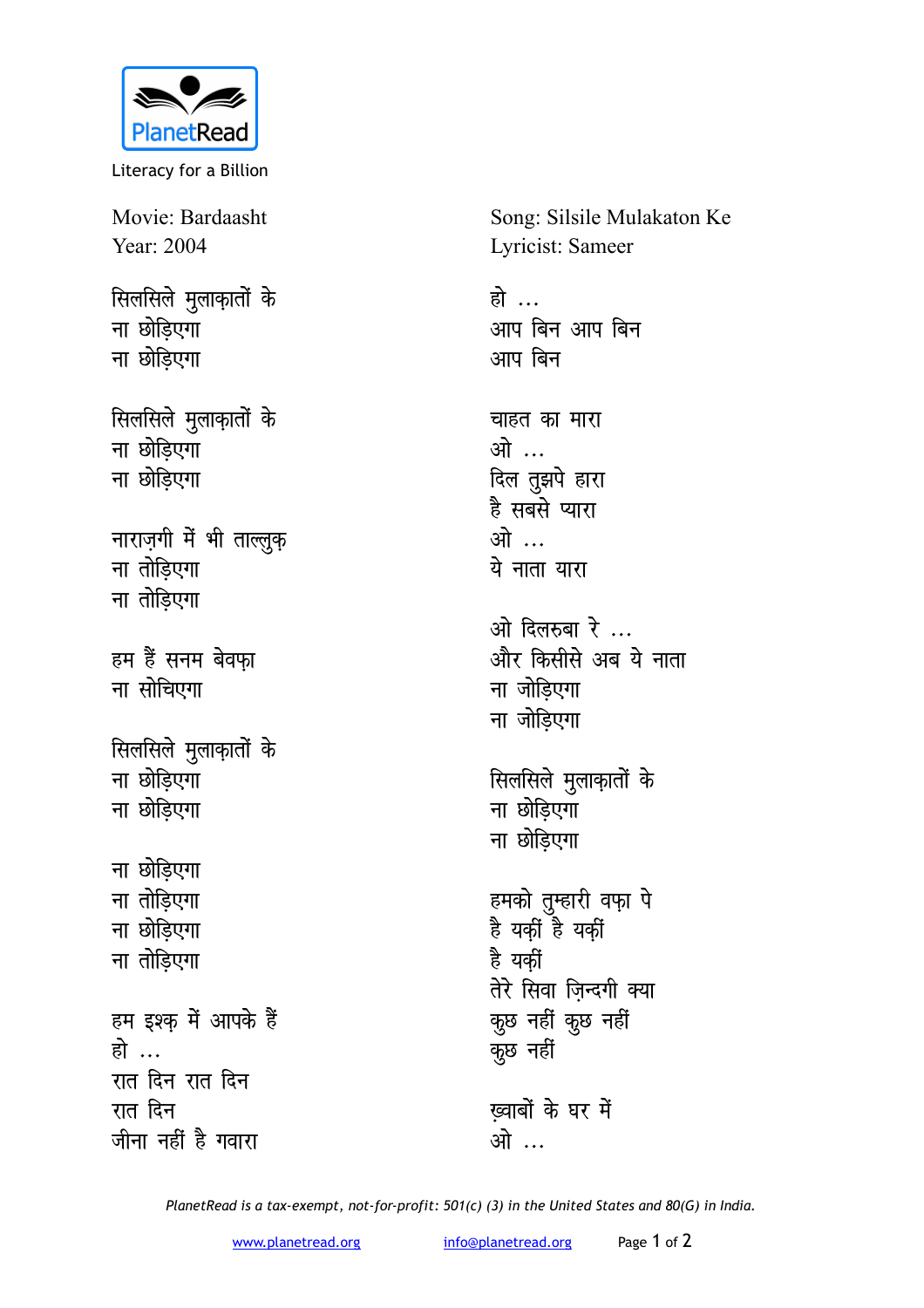PlanetRead

Literacy for a Billion

Movie: Bardaasht
Year: 2004

Song: Silsile Mulakaton Ke
Lyricist: Sameer

सिलसिले मुलाक़ातों के
ना छोड़िएगा
ना छोड़िएगा

सिलसिले मुलाक़ातों के
ना छोड़िएगा
ना छोड़िएगा

नाराज़गी में भी ताल्लुक़
ना तोड़िएगा
ना तोड़िएगा

हम हैं सनम बेवफ़ा
ना सोचिएगा

सिलसिले मुलाक़ातों के
ना छोड़िएगा
ना छोड़िएगा

ना छोड़िएगा
ना तोड़िएगा
ना छोड़िएगा
ना तोड़िएगा

हम इश्क़ में आपके हैं
हो ...
रात दिन रात दिन
रात दिन
जीना नहीं है गवारा

हो ...
आप बिन आप बिन
आप बिन

चाहत का मारा
ओ ...
दिल तुझपे हारा
है सबसे प्यारा
ओ ...
ये नाता यारा

ओ दिलरुबा रे ...
और किसीसे अब ये नाता
ना जोड़िएगा
ना जोड़िएगा

सिलसिले मुलाक़ातों के
ना छोड़िएगा
ना छोड़िएगा

हमको तुम्हारी वफ़ा पे
है यक़ीं है यक़ीं
है यक़ीं
तेरे सिवा ज़िन्दगी क्या
कुछ नहीं कुछ नहीं
कुछ नहीं

ख़्वाबों के घर में
ओ ...

*PlanetRead is a tax-exempt, not-for-profit: 501(c) (3) in the United States and 80(G) in India.*

www.planetread.org info@planetread.org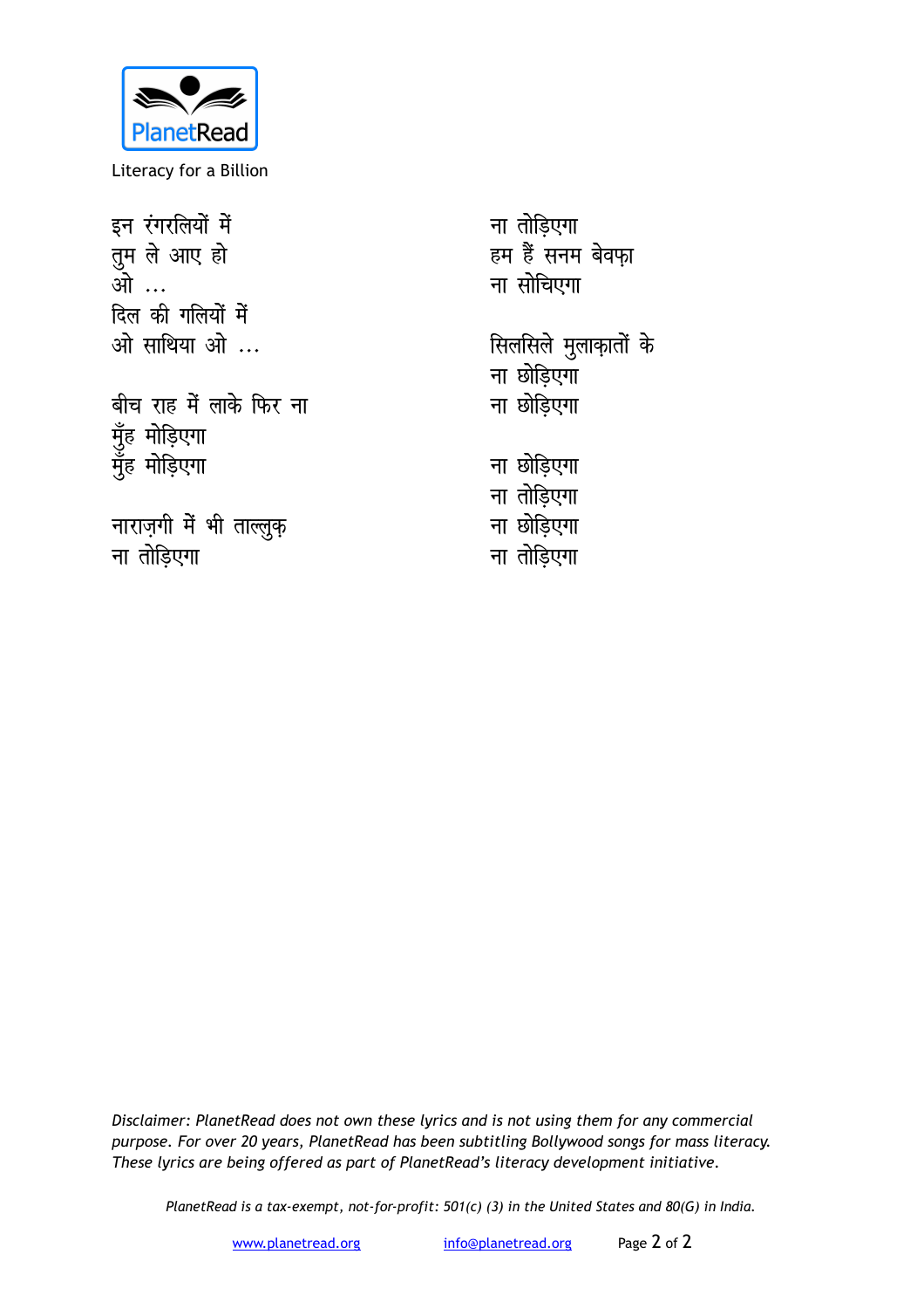PlanetRead

Literacy for a Billion

इन रंगरलियों में
तुम ले आए हो
ओ ...
दिल की गलियों में
ओ साथिया ओ ...

बीच राह में लाके फिर ना
मुँह मोड़िएगा
मुँह मोड़िएगा

नाराज़गी में भी ताल्लुक़
ना तोड़िएगा
ना तोड़िएगा
हम हैं सनम बेवफ़ा
ना सोचिएगा

सिलसिले मुलाक़ातों के
ना छोड़िएगा
ना छोड़िएगा

ना छोड़िएगा
ना तोड़िएगा
ना छोड़िएगा
ना तोड़िएगा

*Disclaimer: PlanetRead does not own these lyrics and is not using them for any commercial purpose. For over 20 years, PlanetRead has been subtitling Bollywood songs for mass literacy. These lyrics are being offered as part of PlanetRead's literacy development initiative.*

*PlanetRead is a tax-exempt, not-for-profit: 501(c) (3) in the United States and 80(G) in India.*

www.planetread.org info@planetread.org